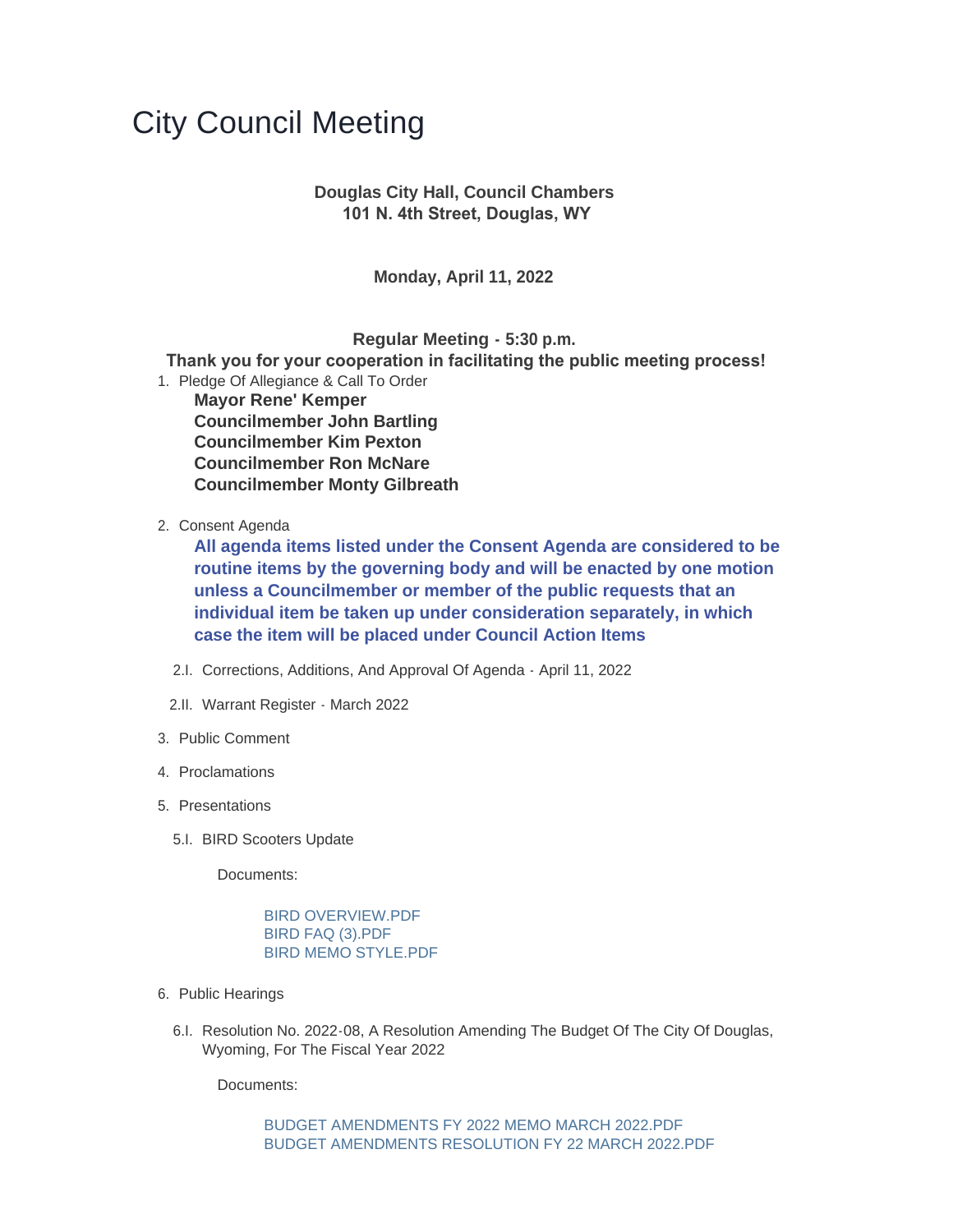# City Council Meeting

**Douglas City Hall, Council Chambers**
**101 N. 4th Street, Douglas, WY**

**Monday, April 11, 2022**

**Regular Meeting - 5:30 p.m.**
**Thank you for your cooperation in facilitating the public meeting process!**

1. Pledge Of Allegiance & Call To Order

   **Mayor Rene' Kemper**
   **Councilmember John Bartling**
   **Councilmember Kim Pexton**
   **Councilmember Ron McNare**
   **Councilmember Monty Gilbreath**

2. Consent Agenda

   **All agenda items listed under the Consent Agenda are considered to be routine items by the governing body and will be enacted by one motion unless a Councilmember or member of the public requests that an individual item be taken up under consideration separately, in which case the item will be placed under Council Action Items**

   2.I. Corrections, Additions, And Approval Of Agenda - April 11, 2022

   2.II. Warrant Register - March 2022

3. Public Comment

4. Proclamations

5. Presentations

   5.I. BIRD Scooters Update

   Documents:

   - BIRD OVERVIEW.PDF
   - BIRD FAQ (3).PDF
   - BIRD MEMO STYLE.PDF

6. Public Hearings

   6.I. Resolution No. 2022-08, A Resolution Amending The Budget Of The City Of Douglas, Wyoming, For The Fiscal Year 2022

   Documents:

   - BUDGET AMENDMENTS FY 2022 MEMO MARCH 2022.PDF
   - BUDGET AMENDMENTS RESOLUTION FY 22 MARCH 2022.PDF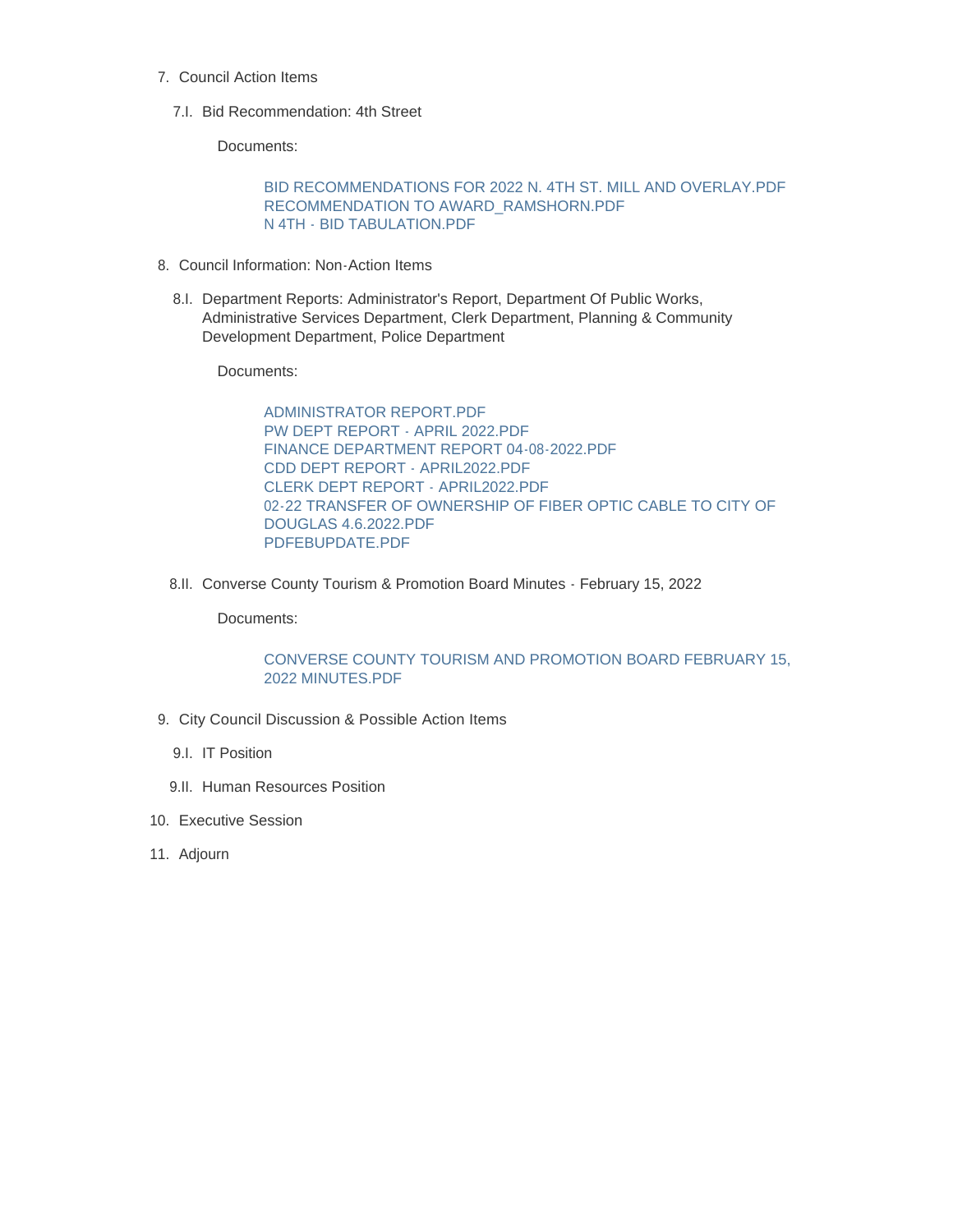7. Council Action Items

   7.I. Bid Recommendation: 4th Street

   Documents:

   BID RECOMMENDATIONS FOR 2022 N. 4TH ST. MILL AND OVERLAY.PDF
   RECOMMENDATION TO AWARD_RAMSHORN.PDF
   N 4TH - BID TABULATION.PDF

8. Council Information: Non-Action Items

   8.I. Department Reports: Administrator's Report, Department Of Public Works, Administrative Services Department, Clerk Department, Planning & Community Development Department, Police Department

   Documents:

   ADMINISTRATOR REPORT.PDF
   PW DEPT REPORT - APRIL 2022.PDF
   FINANCE DEPARTMENT REPORT 04-08-2022.PDF
   CDD DEPT REPORT - APRIL2022.PDF
   CLERK DEPT REPORT - APRIL2022.PDF
   02-22 TRANSFER OF OWNERSHIP OF FIBER OPTIC CABLE TO CITY OF DOUGLAS 4.6.2022.PDF
   PDFEBUPDATE.PDF

   8.II. Converse County Tourism & Promotion Board Minutes - February 15, 2022

   Documents:

   CONVERSE COUNTY TOURISM AND PROMOTION BOARD FEBRUARY 15, 2022 MINUTES.PDF

9. City Council Discussion & Possible Action Items

   9.I. IT Position

   9.II. Human Resources Position

10. Executive Session

11. Adjourn